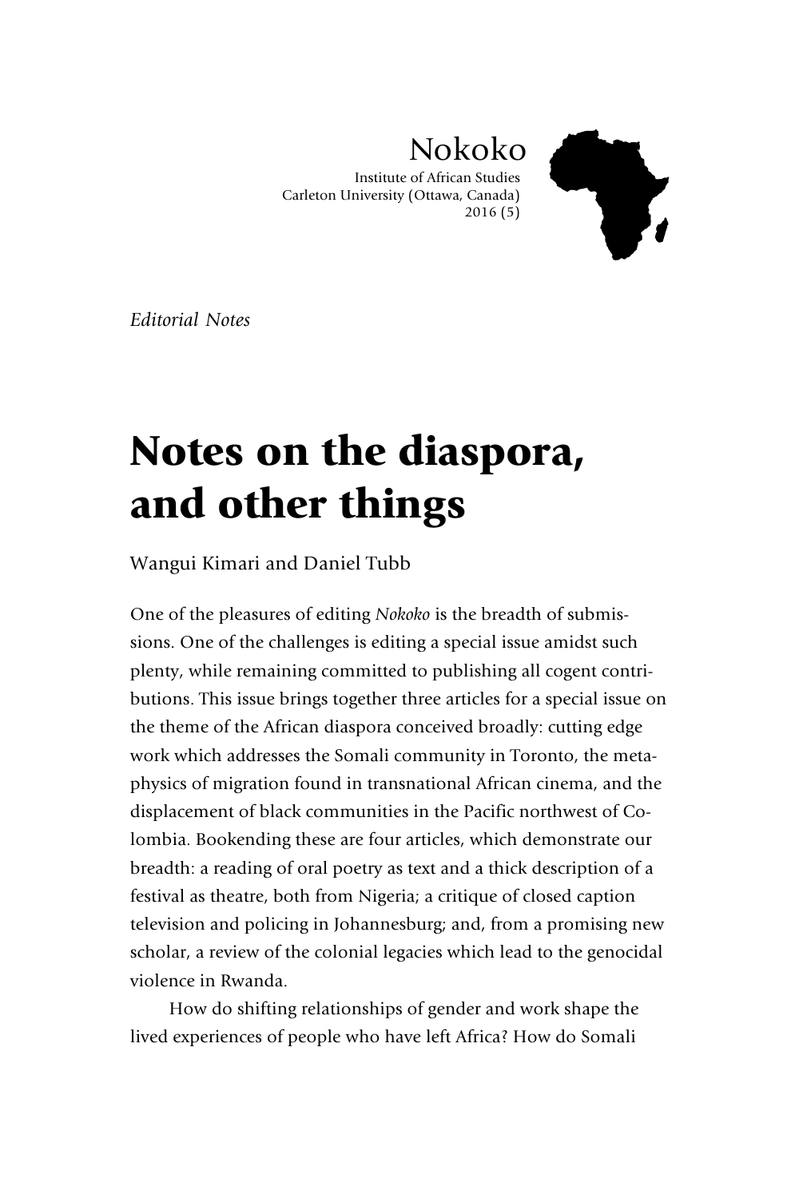Nokoko

Institute of African Studies
Carleton University (Ottawa, Canada)
2016 (5)

*Editorial Notes*

# Notes on the diaspora, and other things

Wangui Kimari and Daniel Tubb

One of the pleasures of editing *Nokoko* is the breadth of submissions. One of the challenges is editing a special issue amidst such plenty, while remaining committed to publishing all cogent contributions. This issue brings together three articles for a special issue on the theme of the African diaspora conceived broadly: cutting edge work which addresses the Somali community in Toronto, the metaphysics of migration found in transnational African cinema, and the displacement of black communities in the Pacific northwest of Colombia. Bookending these are four articles, which demonstrate our breadth: a reading of oral poetry as text and a thick description of a festival as theatre, both from Nigeria; a critique of closed caption television and policing in Johannesburg; and, from a promising new scholar, a review of the colonial legacies which lead to the genocidal violence in Rwanda.

How do shifting relationships of gender and work shape the lived experiences of people who have left Africa? How do Somali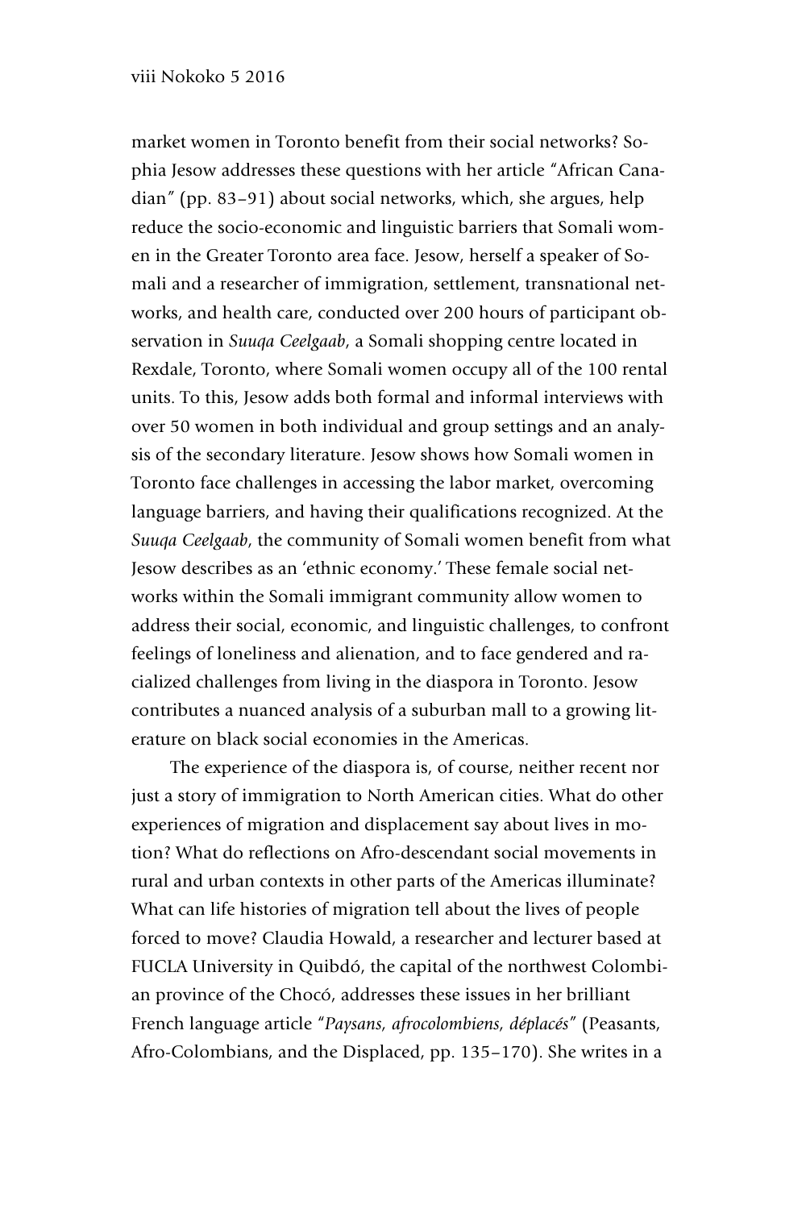market women in Toronto benefit from their social networks? Sophia Jesow addresses these questions with her article "African Canadian" (pp. 83–91) about social networks, which, she argues, help reduce the socio-economic and linguistic barriers that Somali women in the Greater Toronto area face. Jesow, herself a speaker of Somali and a researcher of immigration, settlement, transnational networks, and health care, conducted over 200 hours of participant observation in *Suuqa Ceelgaab*, a Somali shopping centre located in Rexdale, Toronto, where Somali women occupy all of the 100 rental units. To this, Jesow adds both formal and informal interviews with over 50 women in both individual and group settings and an analysis of the secondary literature. Jesow shows how Somali women in Toronto face challenges in accessing the labor market, overcoming language barriers, and having their qualifications recognized. At the *Suuqa Ceelgaab*, the community of Somali women benefit from what Jesow describes as an 'ethnic economy.' These female social networks within the Somali immigrant community allow women to address their social, economic, and linguistic challenges, to confront feelings of loneliness and alienation, and to face gendered and racialized challenges from living in the diaspora in Toronto. Jesow contributes a nuanced analysis of a suburban mall to a growing literature on black social economies in the Americas.

The experience of the diaspora is, of course, neither recent nor just a story of immigration to North American cities. What do other experiences of migration and displacement say about lives in motion? What do reflections on Afro-descendant social movements in rural and urban contexts in other parts of the Americas illuminate? What can life histories of migration tell about the lives of people forced to move? Claudia Howald, a researcher and lecturer based at FUCLA University in Quibdó, the capital of the northwest Colombian province of the Chocó, addresses these issues in her brilliant French language article "*Paysans, afrocolombiens, déplacés*" (Peasants, Afro-Colombians, and the Displaced, pp. 135–170). She writes in a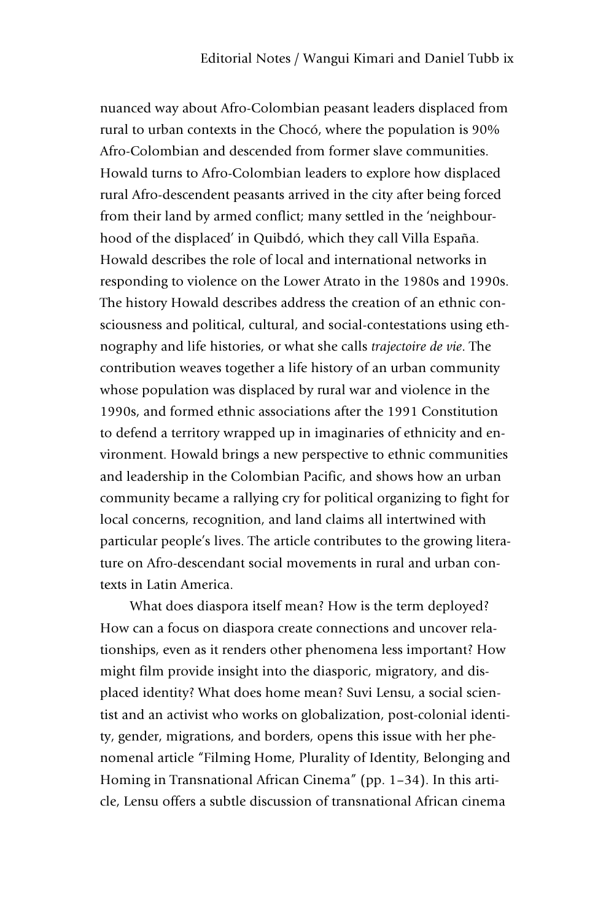nuanced way about Afro-Colombian peasant leaders displaced from rural to urban contexts in the Chocó, where the population is 90% Afro-Colombian and descended from former slave communities. Howald turns to Afro-Colombian leaders to explore how displaced rural Afro-descendent peasants arrived in the city after being forced from their land by armed conflict; many settled in the 'neighbourhood of the displaced' in Quibdó, which they call Villa España. Howald describes the role of local and international networks in responding to violence on the Lower Atrato in the 1980s and 1990s. The history Howald describes address the creation of an ethnic consciousness and political, cultural, and social-contestations using ethnography and life histories, or what she calls *trajectoire de vie*. The contribution weaves together a life history of an urban community whose population was displaced by rural war and violence in the 1990s, and formed ethnic associations after the 1991 Constitution to defend a territory wrapped up in imaginaries of ethnicity and environment. Howald brings a new perspective to ethnic communities and leadership in the Colombian Pacific, and shows how an urban community became a rallying cry for political organizing to fight for local concerns, recognition, and land claims all intertwined with particular people's lives. The article contributes to the growing literature on Afro-descendant social movements in rural and urban contexts in Latin America.

What does diaspora itself mean? How is the term deployed? How can a focus on diaspora create connections and uncover relationships, even as it renders other phenomena less important? How might film provide insight into the diasporic, migratory, and displaced identity? What does home mean? Suvi Lensu, a social scientist and an activist who works on globalization, post-colonial identity, gender, migrations, and borders, opens this issue with her phenomenal article "Filming Home, Plurality of Identity, Belonging and Homing in Transnational African Cinema" (pp. 1–34). In this article, Lensu offers a subtle discussion of transnational African cinema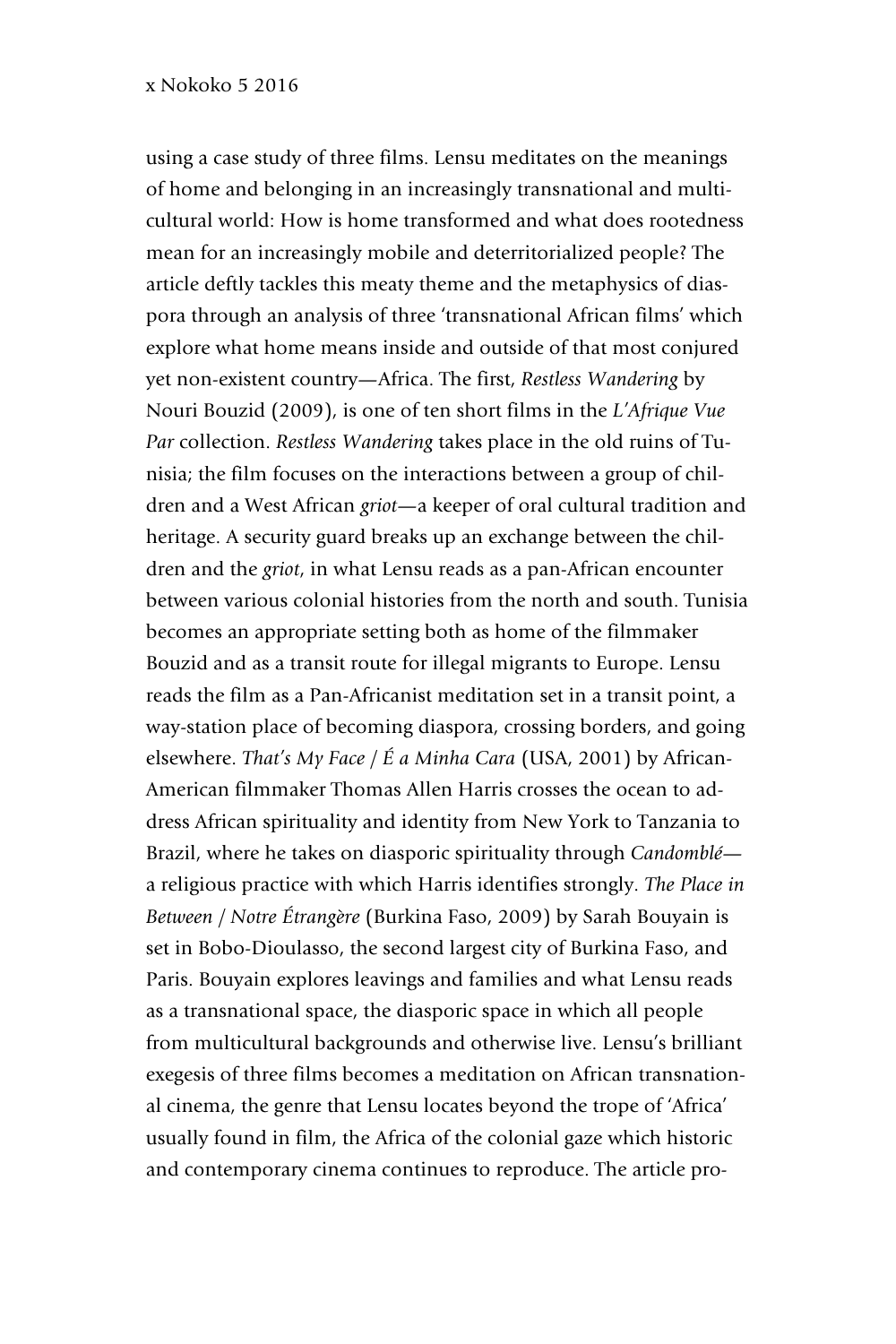using a case study of three films. Lensu meditates on the meanings of home and belonging in an increasingly transnational and multicultural world: How is home transformed and what does rootedness mean for an increasingly mobile and deterritorialized people? The article deftly tackles this meaty theme and the metaphysics of diaspora through an analysis of three 'transnational African films' which explore what home means inside and outside of that most conjured yet non-existent country—Africa. The first, *Restless Wandering* by Nouri Bouzid (2009), is one of ten short films in the *L'Afrique Vue Par* collection. *Restless Wandering* takes place in the old ruins of Tunisia; the film focuses on the interactions between a group of children and a West African *griot*—a keeper of oral cultural tradition and heritage. A security guard breaks up an exchange between the children and the *griot*, in what Lensu reads as a pan-African encounter between various colonial histories from the north and south. Tunisia becomes an appropriate setting both as home of the filmmaker Bouzid and as a transit route for illegal migrants to Europe. Lensu reads the film as a Pan-Africanist meditation set in a transit point, a way-station place of becoming diaspora, crossing borders, and going elsewhere. *That's My Face / É a Minha Cara* (USA, 2001) by African-American filmmaker Thomas Allen Harris crosses the ocean to address African spirituality and identity from New York to Tanzania to Brazil, where he takes on diasporic spirituality through *Candomblé*—a religious practice with which Harris identifies strongly. *The Place in Between / Notre Étrangère* (Burkina Faso, 2009) by Sarah Bouyain is set in Bobo-Dioulasso, the second largest city of Burkina Faso, and Paris. Bouyain explores leavings and families and what Lensu reads as a transnational space, the diasporic space in which all people from multicultural backgrounds and otherwise live. Lensu's brilliant exegesis of three films becomes a meditation on African transnational cinema, the genre that Lensu locates beyond the trope of 'Africa' usually found in film, the Africa of the colonial gaze which historic and contemporary cinema continues to reproduce. The article pro-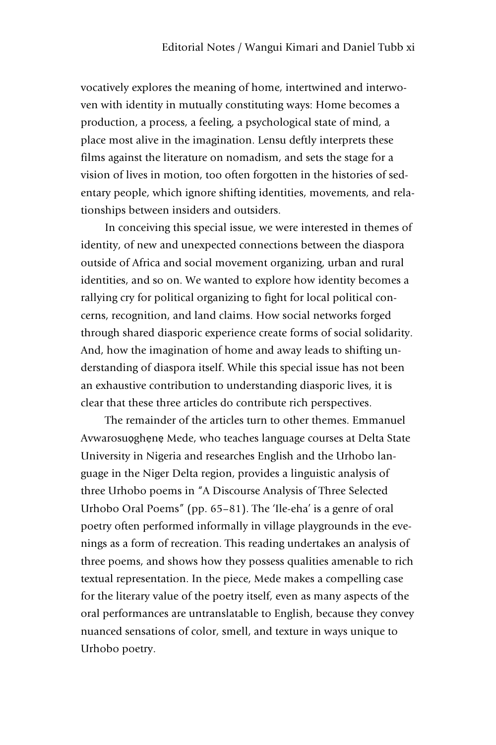vocatively explores the meaning of home, intertwined and interwoven with identity in mutually constituting ways: Home becomes a production, a process, a feeling, a psychological state of mind, a place most alive in the imagination. Lensu deftly interprets these films against the literature on nomadism, and sets the stage for a vision of lives in motion, too often forgotten in the histories of sedentary people, which ignore shifting identities, movements, and relationships between insiders and outsiders.

In conceiving this special issue, we were interested in themes of identity, of new and unexpected connections between the diaspora outside of Africa and social movement organizing, urban and rural identities, and so on. We wanted to explore how identity becomes a rallying cry for political organizing to fight for local political concerns, recognition, and land claims. How social networks forged through shared diasporic experience create forms of social solidarity. And, how the imagination of home and away leads to shifting understanding of diaspora itself. While this special issue has not been an exhaustive contribution to understanding diasporic lives, it is clear that these three articles do contribute rich perspectives.

The remainder of the articles turn to other themes. Emmanuel Avwarosuọghẹnẹ Mede, who teaches language courses at Delta State University in Nigeria and researches English and the Urhobo language in the Niger Delta region, provides a linguistic analysis of three Urhobo poems in "A Discourse Analysis of Three Selected Urhobo Oral Poems" (pp. 65–81). The 'Ile-eha' is a genre of oral poetry often performed informally in village playgrounds in the evenings as a form of recreation. This reading undertakes an analysis of three poems, and shows how they possess qualities amenable to rich textual representation. In the piece, Mede makes a compelling case for the literary value of the poetry itself, even as many aspects of the oral performances are untranslatable to English, because they convey nuanced sensations of color, smell, and texture in ways unique to Urhobo poetry.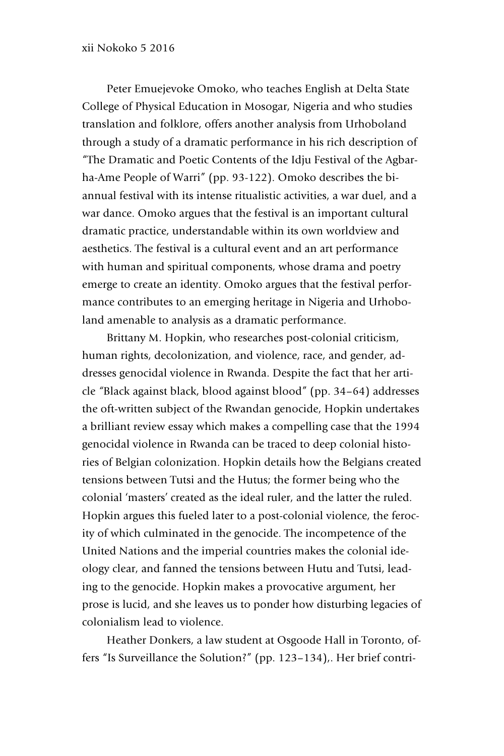Peter Emuejevoke Omoko, who teaches English at Delta State College of Physical Education in Mosogar, Nigeria and who studies translation and folklore, offers another analysis from Urhoboland through a study of a dramatic performance in his rich description of "The Dramatic and Poetic Contents of the Idju Festival of the Agbarha-Ame People of Warri" (pp. 93-122). Omoko describes the biannual festival with its intense ritualistic activities, a war duel, and a war dance. Omoko argues that the festival is an important cultural dramatic practice, understandable within its own worldview and aesthetics. The festival is a cultural event and an art performance with human and spiritual components, whose drama and poetry emerge to create an identity. Omoko argues that the festival performance contributes to an emerging heritage in Nigeria and Urhoboland amenable to analysis as a dramatic performance.

Brittany M. Hopkin, who researches post-colonial criticism, human rights, decolonization, and violence, race, and gender, addresses genocidal violence in Rwanda. Despite the fact that her article "Black against black, blood against blood" (pp. 34–64) addresses the oft-written subject of the Rwandan genocide, Hopkin undertakes a brilliant review essay which makes a compelling case that the 1994 genocidal violence in Rwanda can be traced to deep colonial histories of Belgian colonization. Hopkin details how the Belgians created tensions between Tutsi and the Hutus; the former being who the colonial 'masters' created as the ideal ruler, and the latter the ruled. Hopkin argues this fueled later to a post-colonial violence, the ferocity of which culminated in the genocide. The incompetence of the United Nations and the imperial countries makes the colonial ideology clear, and fanned the tensions between Hutu and Tutsi, leading to the genocide. Hopkin makes a provocative argument, her prose is lucid, and she leaves us to ponder how disturbing legacies of colonialism lead to violence.

Heather Donkers, a law student at Osgoode Hall in Toronto, offers "Is Surveillance the Solution?" (pp. 123–134),. Her brief contri-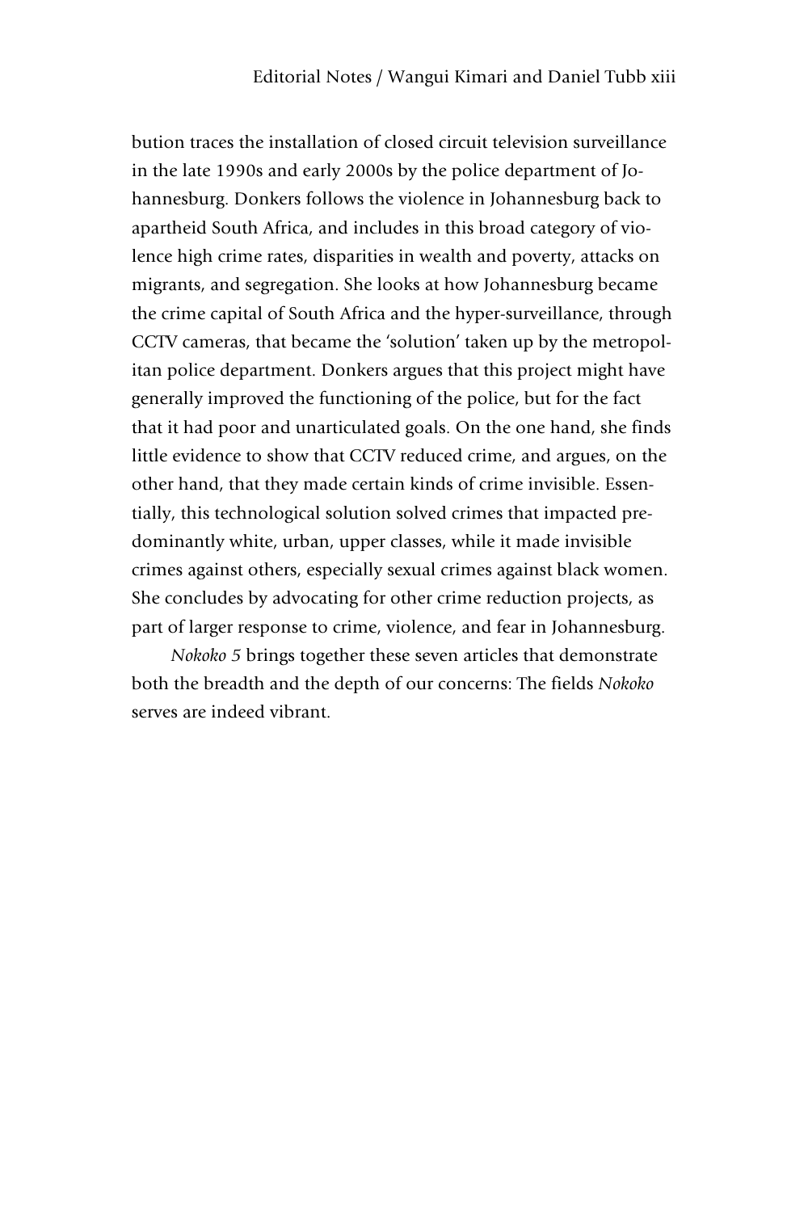bution traces the installation of closed circuit television surveillance in the late 1990s and early 2000s by the police department of Johannesburg. Donkers follows the violence in Johannesburg back to apartheid South Africa, and includes in this broad category of violence high crime rates, disparities in wealth and poverty, attacks on migrants, and segregation. She looks at how Johannesburg became the crime capital of South Africa and the hyper-surveillance, through CCTV cameras, that became the 'solution' taken up by the metropolitan police department. Donkers argues that this project might have generally improved the functioning of the police, but for the fact that it had poor and unarticulated goals. On the one hand, she finds little evidence to show that CCTV reduced crime, and argues, on the other hand, that they made certain kinds of crime invisible. Essentially, this technological solution solved crimes that impacted predominantly white, urban, upper classes, while it made invisible crimes against others, especially sexual crimes against black women. She concludes by advocating for other crime reduction projects, as part of larger response to crime, violence, and fear in Johannesburg.

*Nokoko 5* brings together these seven articles that demonstrate both the breadth and the depth of our concerns: The fields *Nokoko* serves are indeed vibrant.